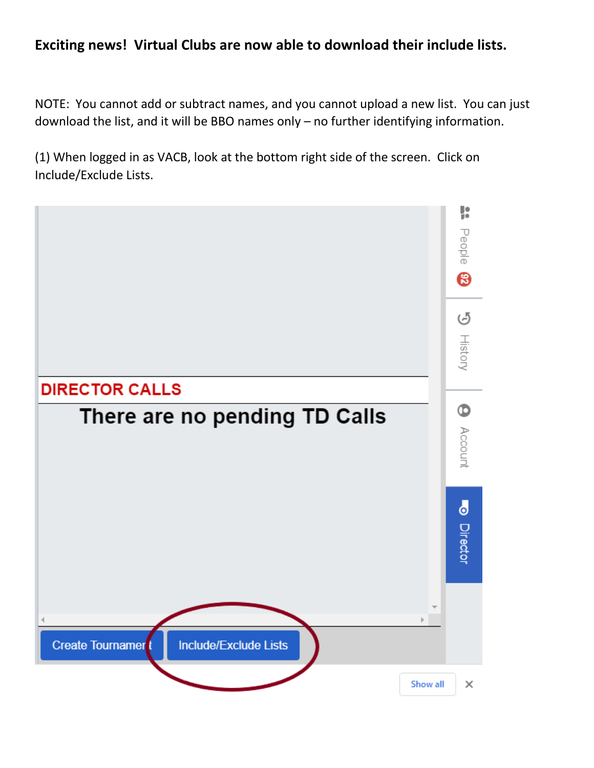**Exciting news! Virtual Clubs are now able to download their include lists.**

NOTE: You cannot add or subtract names, and you cannot upload a new list. You can just download the list, and it will be BBO names only – no further identifying information.

(1) When logged in as VACB, look at the bottom right side of the screen. Click on Include/Exclude Lists.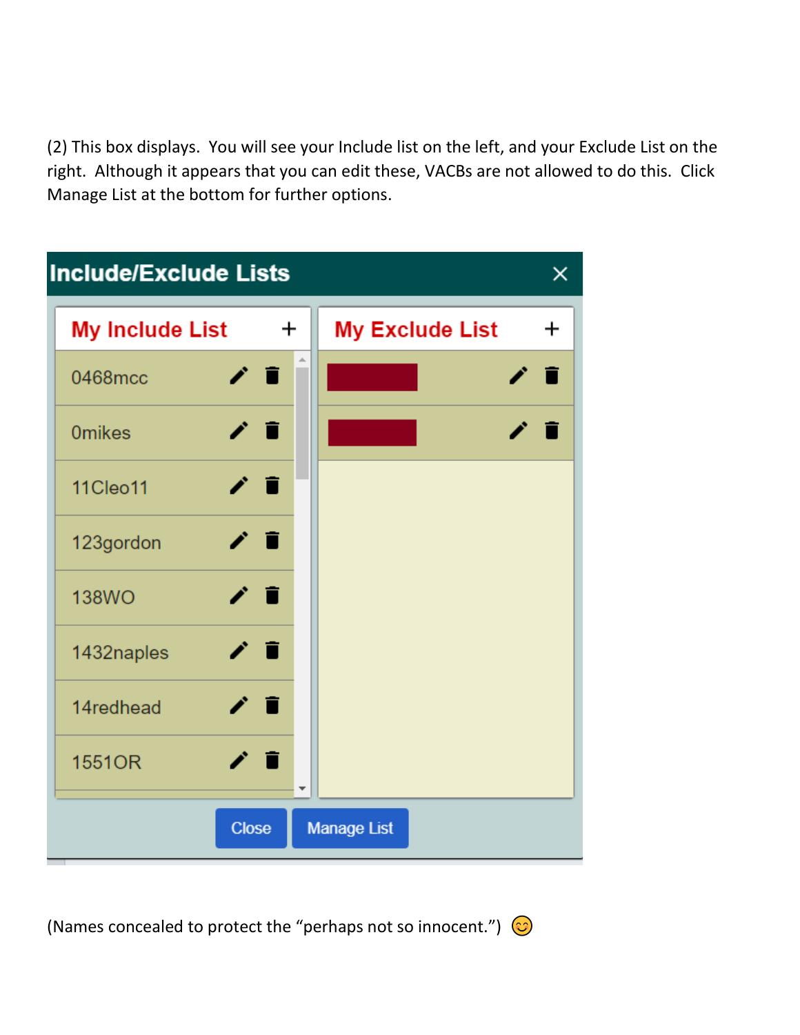(2) This box displays. You will see your Include list on the left, and your Exclude List on the right. Although it appears that you can edit these, VACBs are not allowed to do this. Click Manage List at the bottom for further options.

**Include/Exclude Lists**

| My Include List | My Exclude List |
| --- | --- |
| 0468mcc | |
| 0mikes | |
| 11Cleo11 | |
| 123gordon | |
| 138WO | |
| 1432naples | |
| 14redhead | |
| 1551OR | |

Close | Manage List

(Names concealed to protect the "perhaps not so innocent.") 😊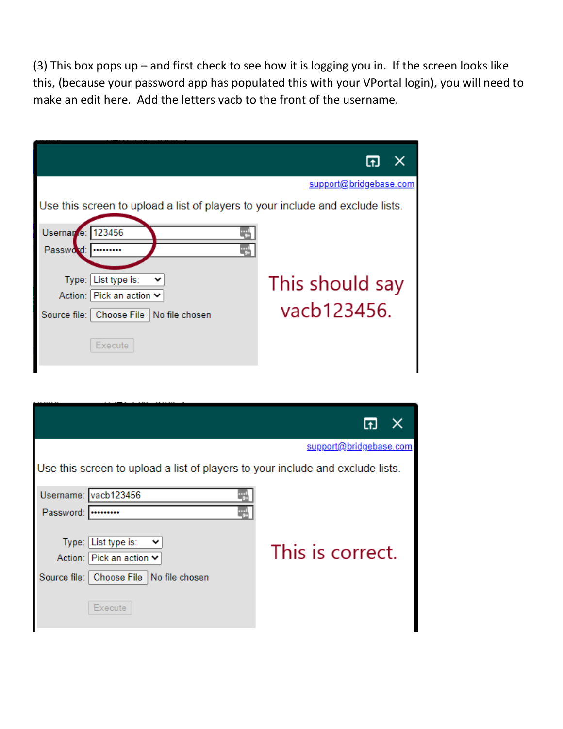(3) This box pops up – and first check to see how it is logging you in. If the screen looks like this, (because your password app has populated this with your VPortal login), you will need to make an edit here. Add the letters vacb to the front of the username.

support@bridgebase.com

Use this screen to upload a list of players to your include and exclude lists.

Username: 123456

Password: •••••••••

Type: List type is:

Action: Pick an action

Source file: Choose File No file chosen

Execute

This should say vacb123456.

support@bridgebase.com

Use this screen to upload a list of players to your include and exclude lists.

Username: vacb123456

Password: •••••••••

Type: List type is:

Action: Pick an action

Source file: Choose File No file chosen

Execute

This is correct.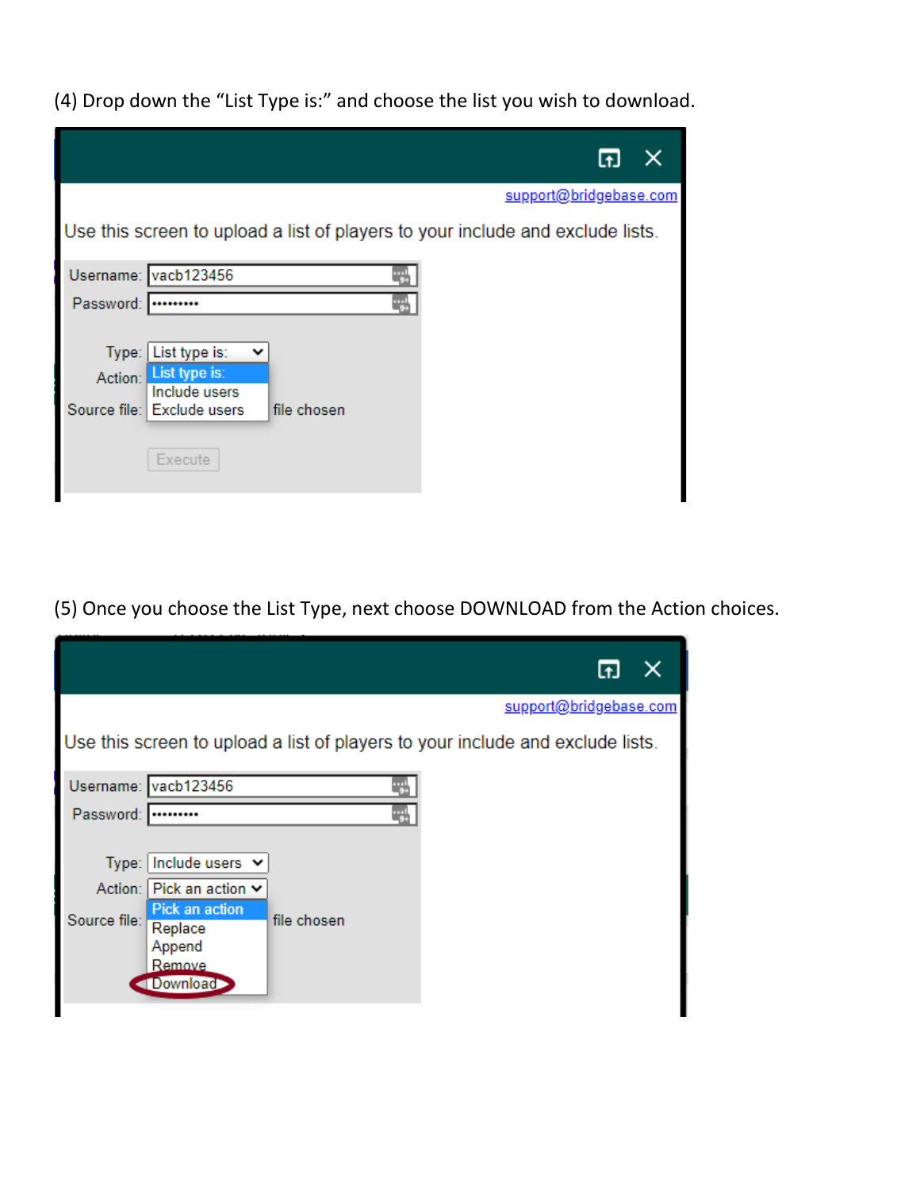(4) Drop down the “List Type is:” and choose the list you wish to download.

support@bridgebase.com

Use this screen to upload a list of players to your include and exclude lists.

Username: vacb123456

Password: •••••••••

Type: List type is:

Action: List type is: / Include users / Exclude users

Source file: file chosen

Execute

(5) Once you choose the List Type, next choose DOWNLOAD from the Action choices.

support@bridgebase.com

Use this screen to upload a list of players to your include and exclude lists.

Username: vacb123456

Password: •••••••••

Type: Include users

Action: Pick an action / Replace / Append / Remove / Download

Source file: file chosen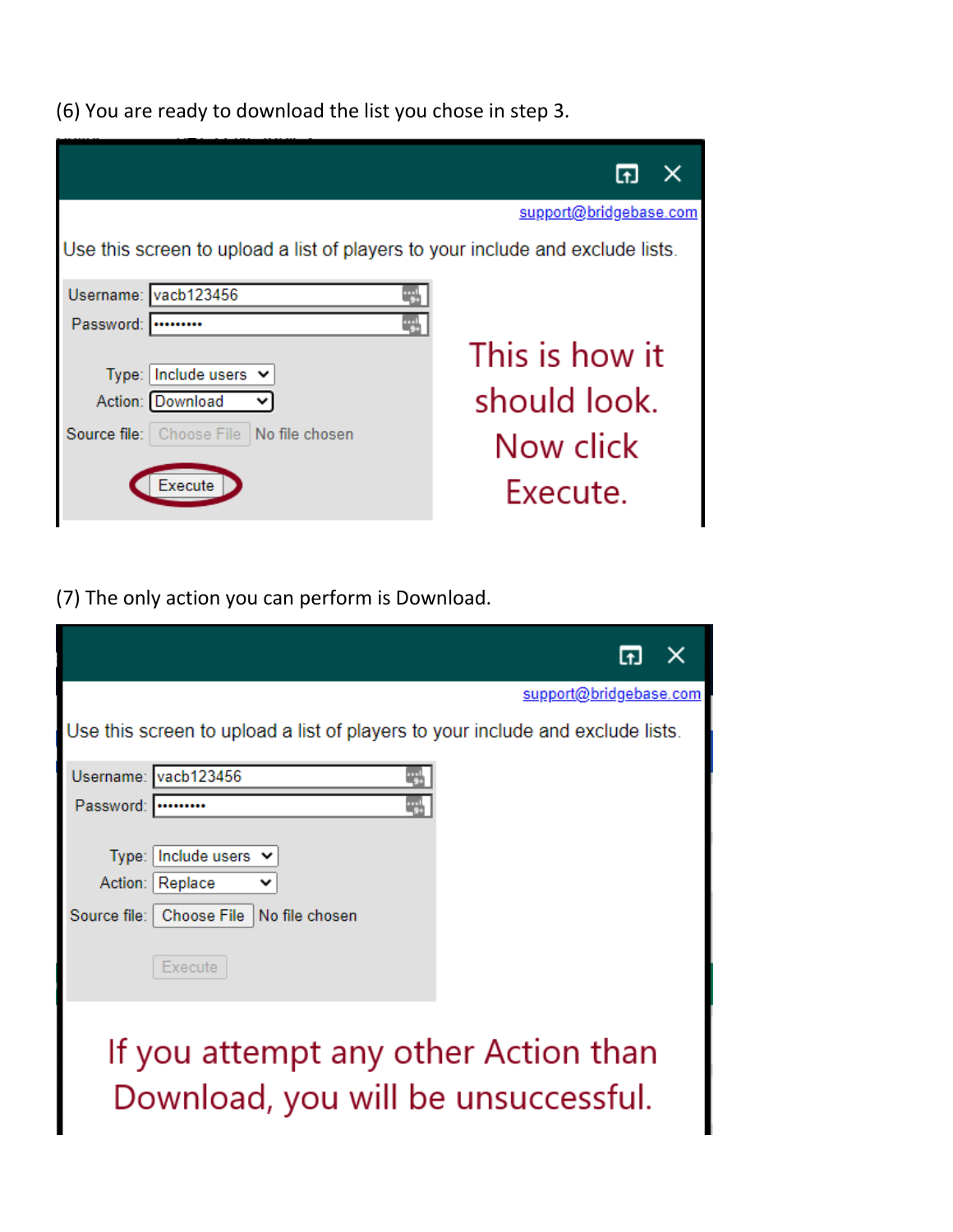(6) You are ready to download the list you chose in step 3.

support@bridgebase.com

Use this screen to upload a list of players to your include and exclude lists.

Username: vacb123456

Password: ••••••••••

Type: Include users

Action: Download

Source file: Choose File No file chosen

Execute

This is how it should look. Now click Execute.

(7) The only action you can perform is Download.

support@bridgebase.com

Use this screen to upload a list of players to your include and exclude lists.

Username: vacb123456

Password: ••••••••••

Type: Include users

Action: Replace

Source file: Choose File No file chosen

Execute

If you attempt any other Action than Download, you will be unsuccessful.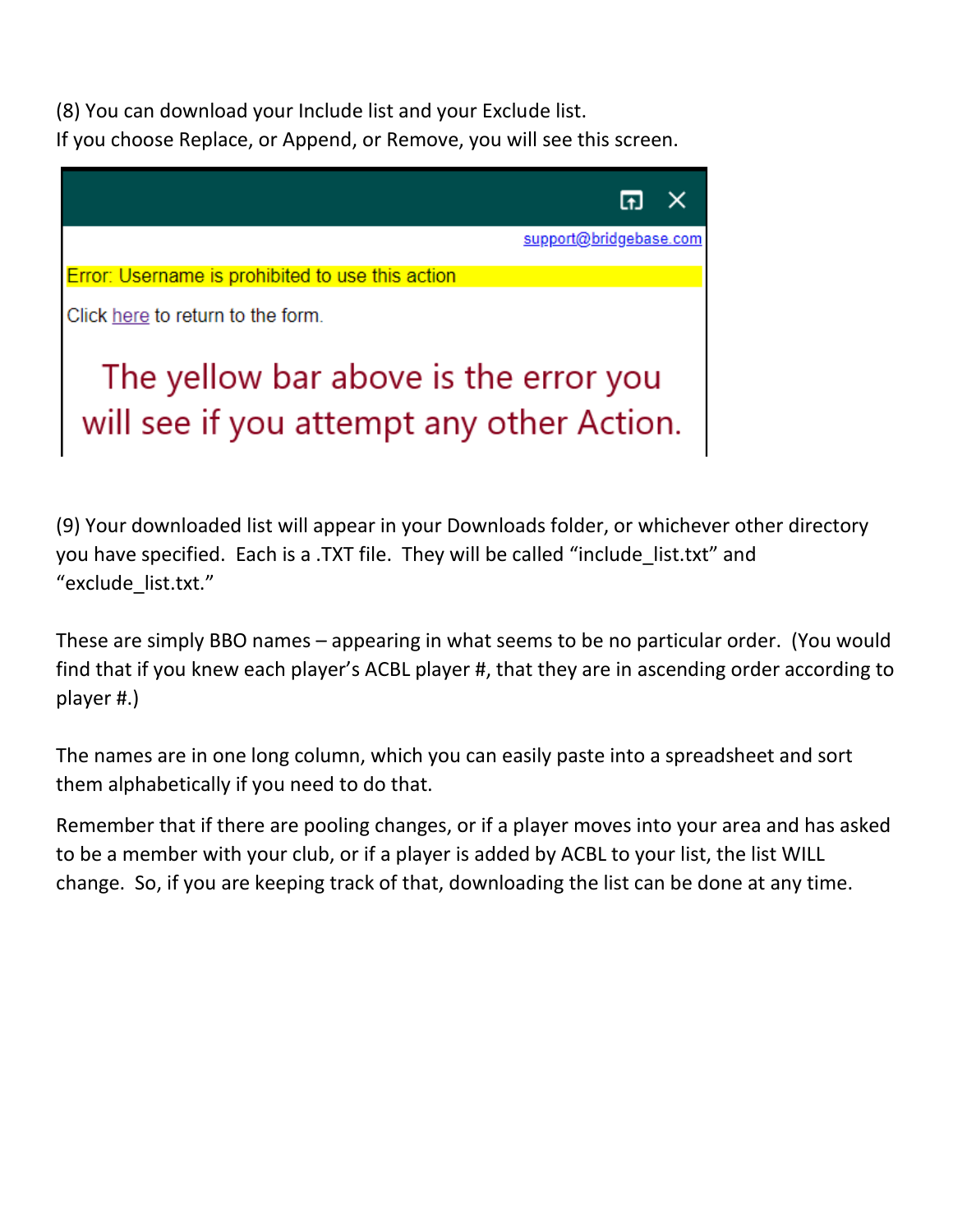(8) You can download your Include list and your Exclude list.
If you choose Replace, or Append, or Remove, you will see this screen.

support@bridgebase.com

Error: Username is prohibited to use this action

Click here to return to the form.

The yellow bar above is the error you will see if you attempt any other Action.

(9) Your downloaded list will appear in your Downloads folder, or whichever other directory you have specified. Each is a .TXT file. They will be called "include_list.txt" and "exclude_list.txt."

These are simply BBO names – appearing in what seems to be no particular order. (You would find that if you knew each player's ACBL player #, that they are in ascending order according to player #.)

The names are in one long column, which you can easily paste into a spreadsheet and sort them alphabetically if you need to do that.

Remember that if there are pooling changes, or if a player moves into your area and has asked to be a member with your club, or if a player is added by ACBL to your list, the list WILL change. So, if you are keeping track of that, downloading the list can be done at any time.